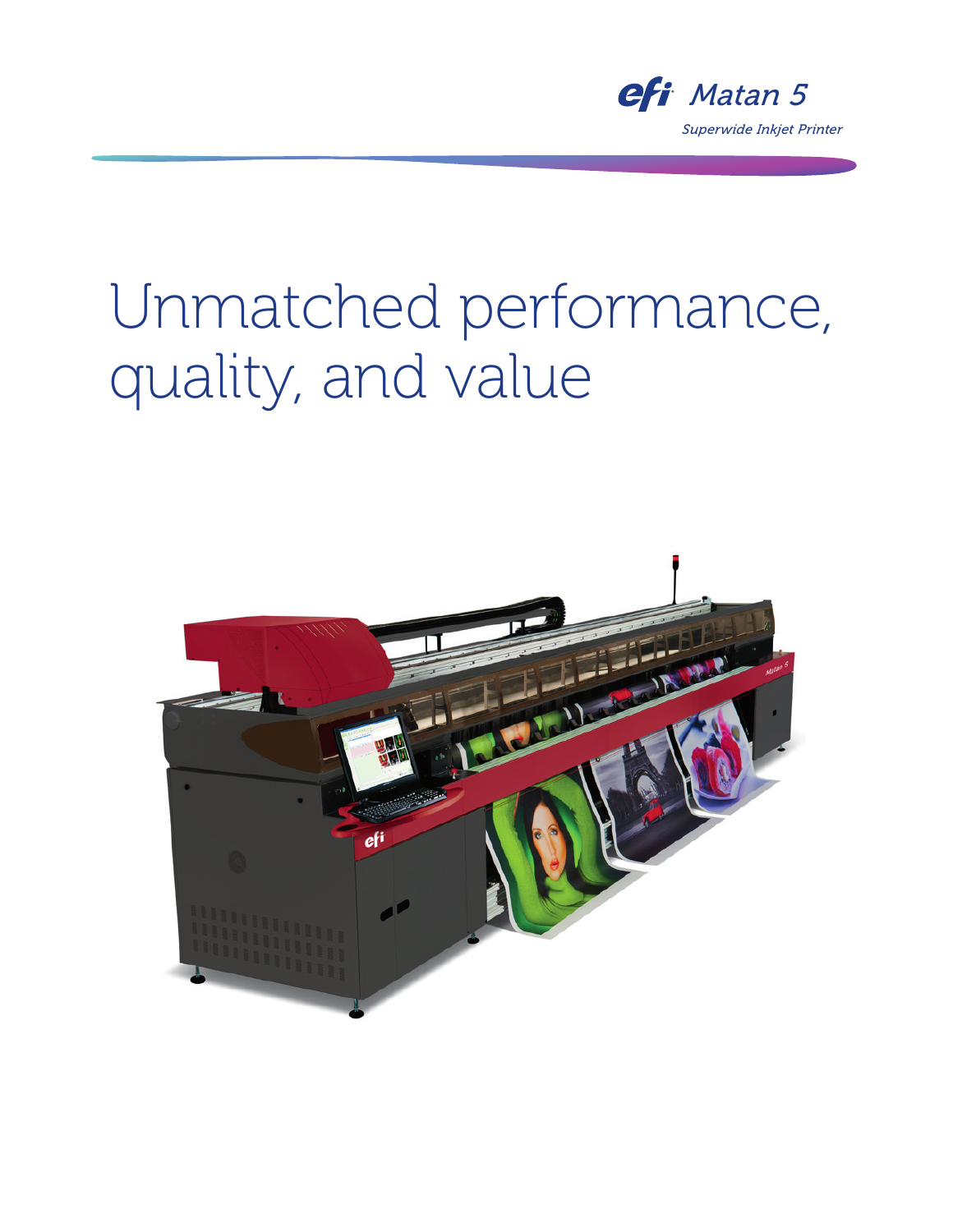efi Matan 5

*Superwide Inkjet Printer*

# Unmatched performance, quality, and value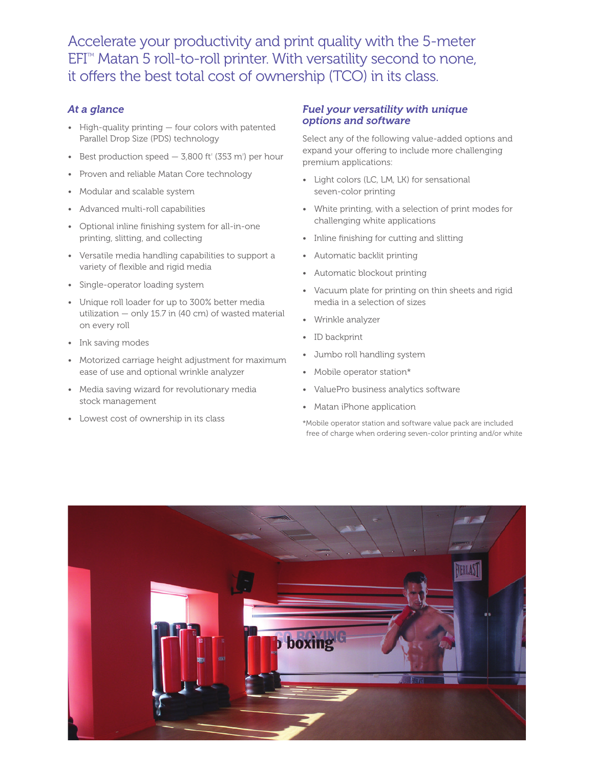Accelerate your productivity and print quality with the 5-meter EFI™ Matan 5 roll-to-roll printer. With versatility second to none, it offers the best total cost of ownership (TCO) in its class.

### *At a glance*

- High-quality printing — four colors with patented Parallel Drop Size (PDS) technology
- Best production speed — 3,800 ft² (353 m²) per hour
- Proven and reliable Matan Core technology
- Modular and scalable system
- Advanced multi-roll capabilities
- Optional inline finishing system for all-in-one printing, slitting, and collecting
- Versatile media handling capabilities to support a variety of flexible and rigid media
- Single-operator loading system
- Unique roll loader for up to 300% better media utilization — only 15.7 in (40 cm) of wasted material on every roll
- Ink saving modes
- Motorized carriage height adjustment for maximum ease of use and optional wrinkle analyzer
- Media saving wizard for revolutionary media stock management
- Lowest cost of ownership in its class

### *Fuel your versatility with unique options and software*

Select any of the following value-added options and expand your offering to include more challenging premium applications:

- Light colors (LC, LM, LK) for sensational seven-color printing
- White printing, with a selection of print modes for challenging white applications
- Inline finishing for cutting and slitting
- Automatic backlit printing
- Automatic blockout printing
- Vacuum plate for printing on thin sheets and rigid media in a selection of sizes
- Wrinkle analyzer
- ID backprint
- Jumbo roll handling system
- Mobile operator station*
- ValuePro business analytics software
- Matan iPhone application

*Mobile operator station and software value pack are included free of charge when ordering seven-color printing and/or white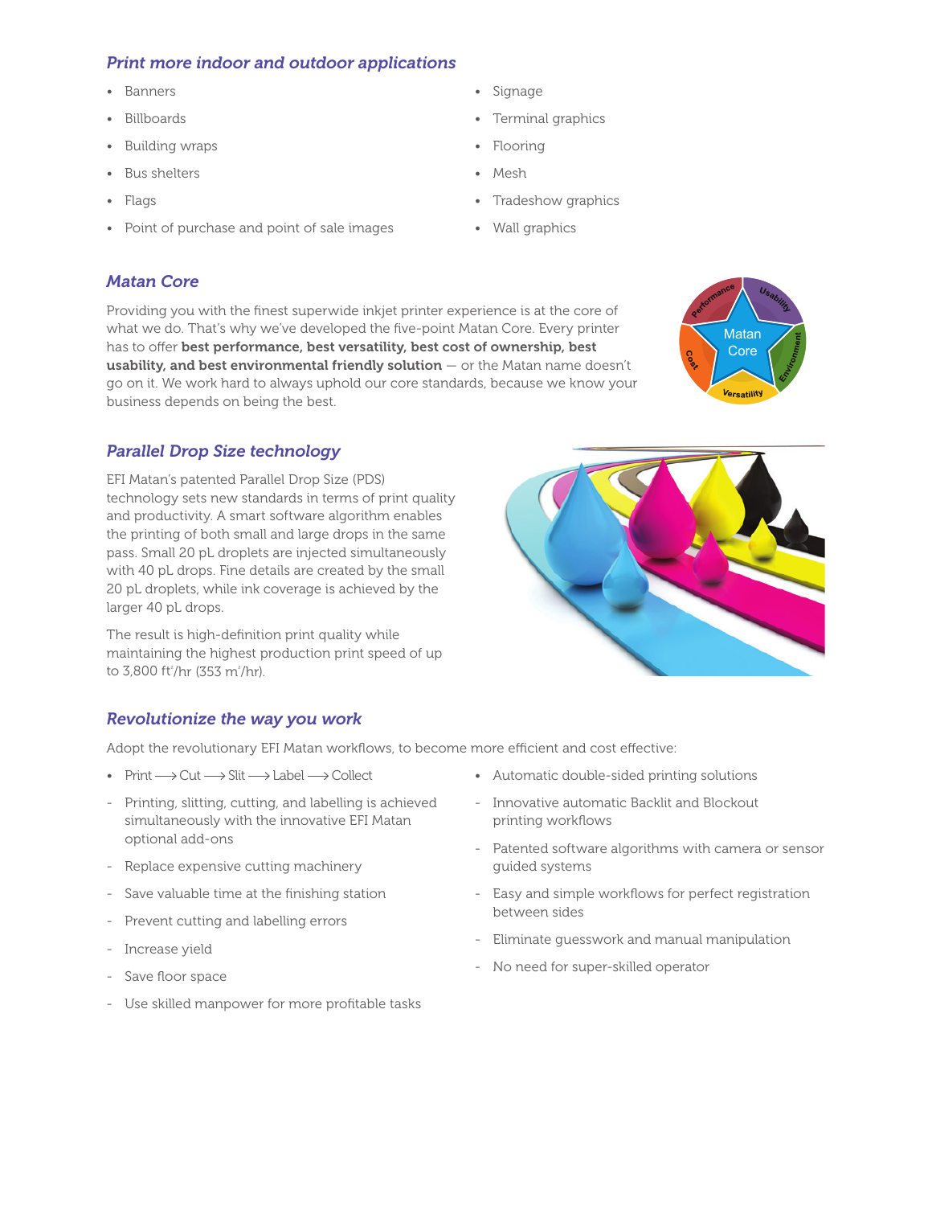## *Print more indoor and outdoor applications*

- Banners
- Billboards
- Building wraps
- Bus shelters
- Flags
- Point of purchase and point of sale images
- Signage
- Terminal graphics
- Flooring
- Mesh
- Tradeshow graphics
- Wall graphics

## *Matan Core*

Providing you with the finest superwide inkjet printer experience is at the core of what we do. That's why we've developed the five-point Matan Core. Every printer has to offer **best performance, best versatility, best cost of ownership, best usability, and best environmental friendly solution** — or the Matan name doesn't go on it. We work hard to always uphold our core standards, because we know your business depends on being the best.

## *Parallel Drop Size technology*

EFI Matan's patented Parallel Drop Size (PDS) technology sets new standards in terms of print quality and productivity. A smart software algorithm enables the printing of both small and large drops in the same pass. Small 20 pL droplets are injected simultaneously with 40 pL drops. Fine details are created by the small 20 pL droplets, while ink coverage is achieved by the larger 40 pL drops.

The result is high-definition print quality while maintaining the highest production print speed of up to 3,800 $ft^2$/hr (353 $m^2$/hr).

## *Revolutionize the way you work*

Adopt the revolutionary EFI Matan workflows, to become more efficient and cost effective:

- Print ⟶ Cut ⟶ Slit ⟶ Label ⟶ Collect
  - Printing, slitting, cutting, and labelling is achieved simultaneously with the innovative EFI Matan optional add-ons
  - Replace expensive cutting machinery
  - Save valuable time at the finishing station
  - Prevent cutting and labelling errors
  - Increase yield
  - Save floor space
  - Use skilled manpower for more profitable tasks
- Automatic double-sided printing solutions
  - Innovative automatic Backlit and Blockout printing workflows
  - Patented software algorithms with camera or sensor guided systems
  - Easy and simple workflows for perfect registration between sides
  - Eliminate guesswork and manual manipulation
  - No need for super-skilled operator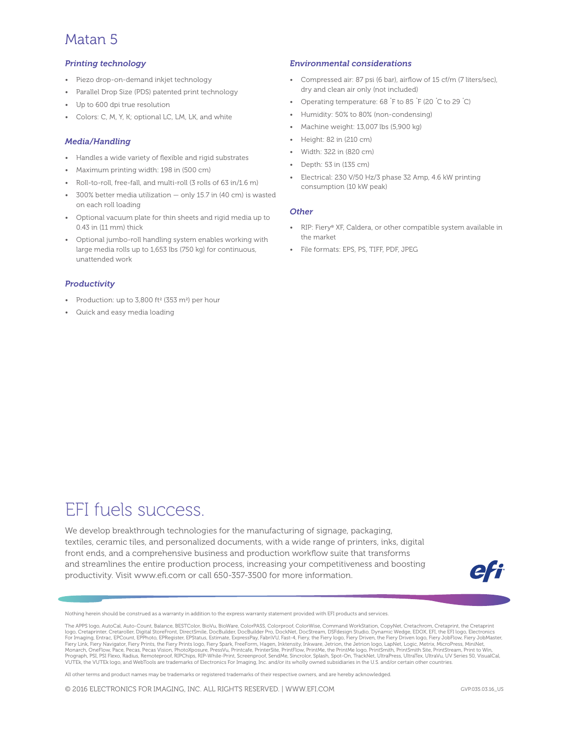# Matan 5

### *Printing technology*

- Piezo drop-on-demand inkjet technology
- Parallel Drop Size (PDS) patented print technology
- Up to 600 dpi true resolution
- Colors: C, M, Y, K; optional LC, LM, LK, and white

### *Media/Handling*

- Handles a wide variety of flexible and rigid substrates
- Maximum printing width: 198 in (500 cm)
- Roll-to-roll, free-fall, and multi-roll (3 rolls of 63 in/1.6 m)
- 300% better media utilization — only 15.7 in (40 cm) is wasted on each roll loading
- Optional vacuum plate for thin sheets and rigid media up to 0.43 in (11 mm) thick
- Optional jumbo-roll handling system enables working with large media rolls up to 1,653 lbs (750 kg) for continuous, unattended work

### *Productivity*

- Production: up to 3,800 ft² (353 m²) per hour
- Quick and easy media loading

### *Environmental considerations*

- Compressed air: 87 psi (6 bar), airflow of 15 cf/m (7 liters/sec), dry and clean air only (not included)
- Operating temperature: 68 °F to 85 °F (20 °C to 29 °C)
- Humidity: 50% to 80% (non-condensing)
- Machine weight: 13,007 lbs (5,900 kg)
- Height: 82 in (210 cm)
- Width: 322 in (820 cm)
- Depth: 53 in (135 cm)
- Electrical: 230 V/50 Hz/3 phase 32 Amp, 4.6 kW printing consumption (10 kW peak)

### *Other*

- RIP: Fiery® XF, Caldera, or other compatible system available in the market
- File formats: EPS, PS, TIFF, PDF, JPEG

# EFI fuels success.

We develop breakthrough technologies for the manufacturing of signage, packaging, textiles, ceramic tiles, and personalized documents, with a wide range of printers, inks, digital front ends, and a comprehensive business and production workflow suite that transforms and streamlines the entire production process, increasing your competitiveness and boosting productivity. Visit www.efi.com or call 650-357-3500 for more information.

Nothing herein should be construed as a warranty in addition to the express warranty statement provided with EFI products and services.

The APPS logo, AutoCal, Auto-Count, Balance, BESTColor, BioVu, BioWare, ColorPASS, Colorproof, ColorWise, Command WorkStation, CopyNet, Cretachrom, Cretaprint, the Cretaprint logo, Cretaprinter, Cretaroller, Digital StoreFront, DirectSmile, DocBuilder, DocBuilder Pro, DockNet, DocStream, DSFdesign Studio, Dynamic Wedge, EDOX, EFI, the EFI logo, Electronics For Imaging, Entrac, EPCount, EPPhoto, EPRegister, EPStatus, Estimate, ExpressPay, FabriVU, Fast-4, Fiery, the Fiery logo, Fiery Driven, the Fiery Driven logo, Fiery JobFlow, Fiery JobMaster, Fiery Link, Fiery Navigator, Fiery Prints, the Fiery Prints logo, Fiery Spark, FreeForm, Hagen, Inktensity, Inkware, Jetrion, the Jetrion logo, LapNet, Logic, Metrix, MicroPress, MiniNet, Monarch, OneFlow, Pace, Pecas, Pecas Vision, PhotoXposure, PressVu, Printcafe, PrinterSite, PrintFlow, PrintMe, the PrintMe logo, PrintSmith, PrintSmith Site, PrintStream, Print to Win, Prograph, PSI, PSI Flexo, Radius, Remoteproof, RIPChips, RIP-While-Print, Screenproof, SendMe, Sincrolor, Splash, Spot-On, TrackNet, UltraPress, UltraTex, UltraVu, UV Series 50, VisualCal, VUTEk, the VUTEk logo, and WebTools are trademarks of Electronics For Imaging, Inc. and/or its wholly owned subsidiaries in the U.S. and/or certain other countries.

All other terms and product names may be trademarks or registered trademarks of their respective owners, and are hereby acknowledged.

© 2016 ELECTRONICS FOR IMAGING, INC. ALL RIGHTS RESERVED. | WWW.EFI.COM

GVP.035.03.16_US